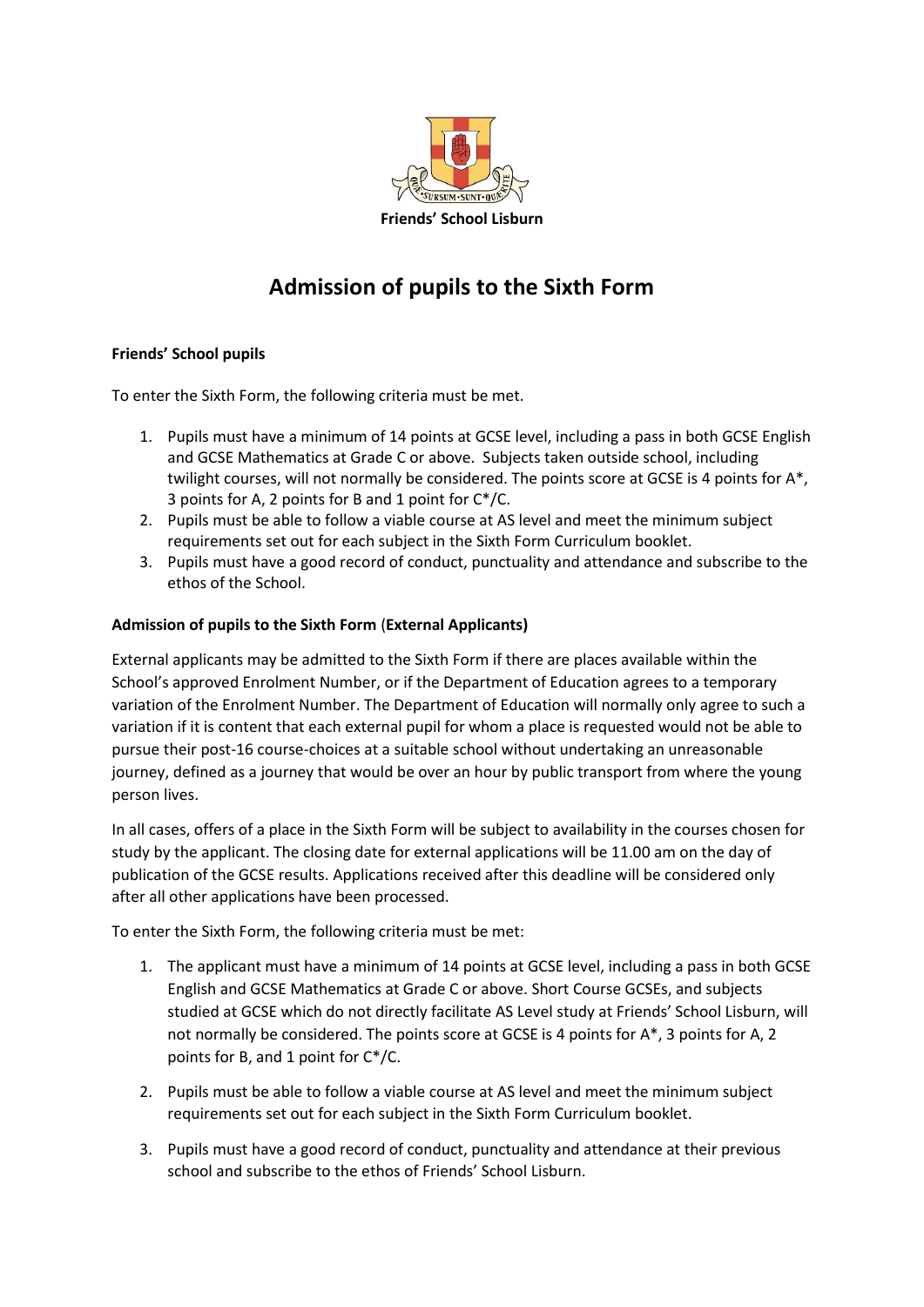**Friends' School Lisburn**

# Admission of pupils to the Sixth Form

**Friends' School pupils**

To enter the Sixth Form, the following criteria must be met.

1. Pupils must have a minimum of 14 points at GCSE level, including a pass in both GCSE English and GCSE Mathematics at Grade C or above. Subjects taken outside school, including twilight courses, will not normally be considered. The points score at GCSE is 4 points for A*, 3 points for A, 2 points for B and 1 point for C*/C.
2. Pupils must be able to follow a viable course at AS level and meet the minimum subject requirements set out for each subject in the Sixth Form Curriculum booklet.
3. Pupils must have a good record of conduct, punctuality and attendance and subscribe to the ethos of the School.

**Admission of pupils to the Sixth Form (External Applicants)**

External applicants may be admitted to the Sixth Form if there are places available within the School's approved Enrolment Number, or if the Department of Education agrees to a temporary variation of the Enrolment Number. The Department of Education will normally only agree to such a variation if it is content that each external pupil for whom a place is requested would not be able to pursue their post-16 course-choices at a suitable school without undertaking an unreasonable journey, defined as a journey that would be over an hour by public transport from where the young person lives.

In all cases, offers of a place in the Sixth Form will be subject to availability in the courses chosen for study by the applicant. The closing date for external applications will be 11.00 am on the day of publication of the GCSE results. Applications received after this deadline will be considered only after all other applications have been processed.

To enter the Sixth Form, the following criteria must be met:

1. The applicant must have a minimum of 14 points at GCSE level, including a pass in both GCSE English and GCSE Mathematics at Grade C or above. Short Course GCSEs, and subjects studied at GCSE which do not directly facilitate AS Level study at Friends' School Lisburn, will not normally be considered. The points score at GCSE is 4 points for A*, 3 points for A, 2 points for B, and 1 point for C*/C.

2. Pupils must be able to follow a viable course at AS level and meet the minimum subject requirements set out for each subject in the Sixth Form Curriculum booklet.

3. Pupils must have a good record of conduct, punctuality and attendance at their previous school and subscribe to the ethos of Friends' School Lisburn.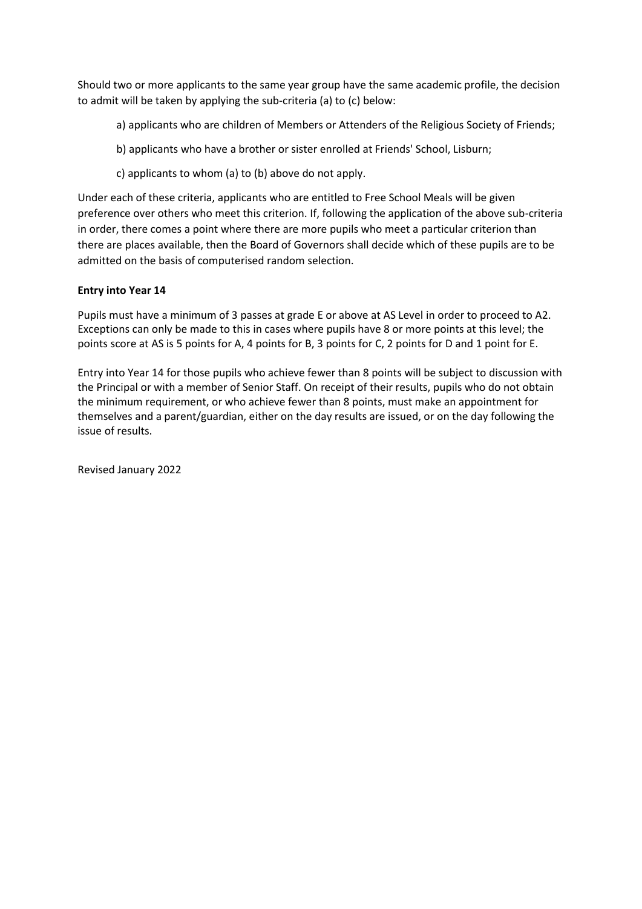Should two or more applicants to the same year group have the same academic profile, the decision to admit will be taken by applying the sub-criteria (a) to (c) below:

a) applicants who are children of Members or Attenders of the Religious Society of Friends;

b) applicants who have a brother or sister enrolled at Friends' School, Lisburn;

c) applicants to whom (a) to (b) above do not apply.

Under each of these criteria, applicants who are entitled to Free School Meals will be given preference over others who meet this criterion. If, following the application of the above sub-criteria in order, there comes a point where there are more pupils who meet a particular criterion than there are places available, then the Board of Governors shall decide which of these pupils are to be admitted on the basis of computerised random selection.

**Entry into Year 14**

Pupils must have a minimum of 3 passes at grade E or above at AS Level in order to proceed to A2. Exceptions can only be made to this in cases where pupils have 8 or more points at this level; the points score at AS is 5 points for A, 4 points for B, 3 points for C, 2 points for D and 1 point for E.

Entry into Year 14 for those pupils who achieve fewer than 8 points will be subject to discussion with the Principal or with a member of Senior Staff. On receipt of their results, pupils who do not obtain the minimum requirement, or who achieve fewer than 8 points, must make an appointment for themselves and a parent/guardian, either on the day results are issued, or on the day following the issue of results.

Revised January 2022